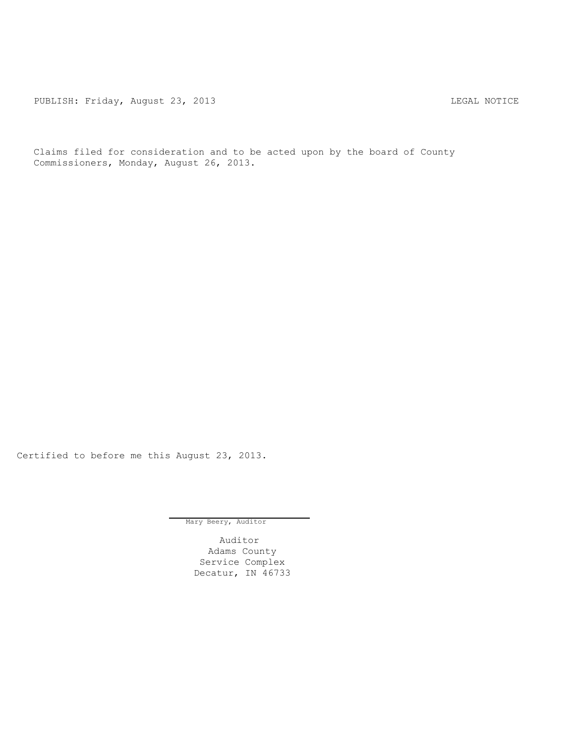PUBLISH: Friday, August 23, 2013 LEGAL NOTICE

Claims filed for consideration and to be acted upon by the board of County Commissioners, Monday, August 26, 2013.

Certified to before me this August 23, 2013.

Mary Beery, Auditor

Auditor
Adams County
Service Complex
Decatur, IN 46733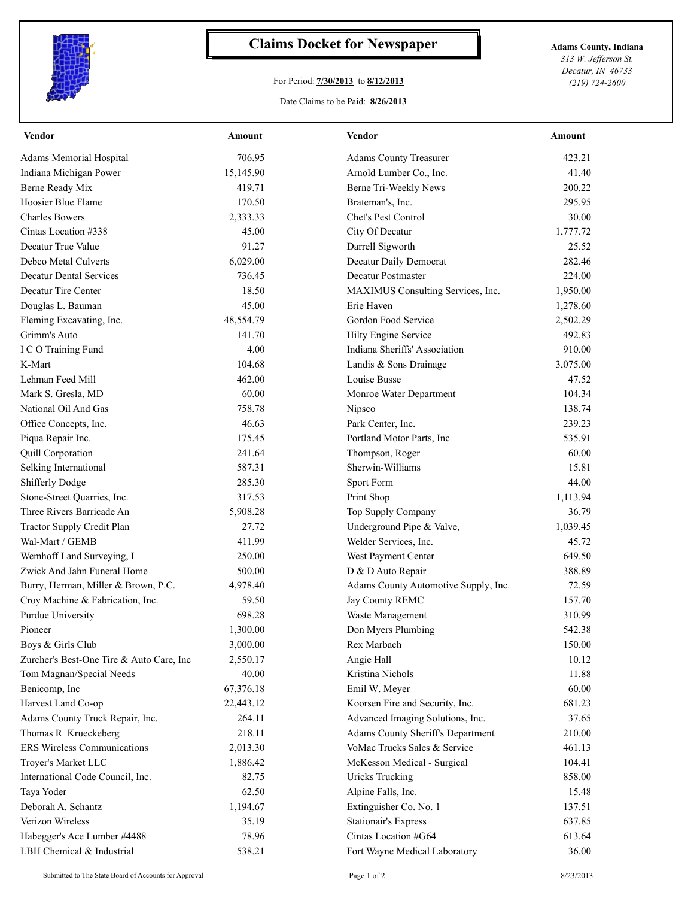# Claims Docket for Newspaper

For Period: **7/30/2013** to **8/12/2013**

Date Claims to be Paid: **8/26/2013**

**Adams County, Indiana**
*313 W. Jefferson St.*
*Decatur, IN 46733*
*(219) 724-2600*

| Vendor | Amount | Vendor | Amount |
|---|---|---|---|
| Adams Memorial Hospital | 706.95 | Adams County Treasurer | 423.21 |
| Indiana Michigan Power | 15,145.90 | Arnold Lumber Co., Inc. | 41.40 |
| Berne Ready Mix | 419.71 | Berne Tri-Weekly News | 200.22 |
| Hoosier Blue Flame | 170.50 | Brateman's, Inc. | 295.95 |
| Charles Bowers | 2,333.33 | Chet's Pest Control | 30.00 |
| Cintas Location #338 | 45.00 | City Of Decatur | 1,777.72 |
| Decatur True Value | 91.27 | Darrell Sigworth | 25.52 |
| Debco Metal Culverts | 6,029.00 | Decatur Daily Democrat | 282.46 |
| Decatur Dental Services | 736.45 | Decatur Postmaster | 224.00 |
| Decatur Tire Center | 18.50 | MAXIMUS Consulting Services, Inc. | 1,950.00 |
| Douglas L. Bauman | 45.00 | Erie Haven | 1,278.60 |
| Fleming Excavating, Inc. | 48,554.79 | Gordon Food Service | 2,502.29 |
| Grimm's Auto | 141.70 | Hilty Engine Service | 492.83 |
| I C O Training Fund | 4.00 | Indiana Sheriffs' Association | 910.00 |
| K-Mart | 104.68 | Landis & Sons Drainage | 3,075.00 |
| Lehman Feed Mill | 462.00 | Louise Busse | 47.52 |
| Mark S. Gresla, MD | 60.00 | Monroe Water Department | 104.34 |
| National Oil And Gas | 758.78 | Nipsco | 138.74 |
| Office Concepts, Inc. | 46.63 | Park Center, Inc. | 239.23 |
| Piqua Repair Inc. | 175.45 | Portland Motor Parts, Inc | 535.91 |
| Quill Corporation | 241.64 | Thompson, Roger | 60.00 |
| Selking International | 587.31 | Sherwin-Williams | 15.81 |
| Shifferly Dodge | 285.30 | Sport Form | 44.00 |
| Stone-Street Quarries, Inc. | 317.53 | Print Shop | 1,113.94 |
| Three Rivers Barricade An | 5,908.28 | Top Supply Company | 36.79 |
| Tractor Supply Credit Plan | 27.72 | Underground Pipe & Valve, | 1,039.45 |
| Wal-Mart / GEMB | 411.99 | Welder Services, Inc. | 45.72 |
| Wemhoff Land Surveying, I | 250.00 | West Payment Center | 649.50 |
| Zwick And Jahn Funeral Home | 500.00 | D & D Auto Repair | 388.89 |
| Burry, Herman, Miller & Brown, P.C. | 4,978.40 | Adams County Automotive Supply, Inc. | 72.59 |
| Croy Machine & Fabrication, Inc. | 59.50 | Jay County REMC | 157.70 |
| Purdue University | 698.28 | Waste Management | 310.99 |
| Pioneer | 1,300.00 | Don Myers Plumbing | 542.38 |
| Boys & Girls Club | 3,000.00 | Rex Marbach | 150.00 |
| Zurcher's Best-One Tire & Auto Care, Inc | 2,550.17 | Angie Hall | 10.12 |
| Tom Magnan/Special Needs | 40.00 | Kristina Nichols | 11.88 |
| Benicomp, Inc | 67,376.18 | Emil W. Meyer | 60.00 |
| Harvest Land Co-op | 22,443.12 | Koorsen Fire and Security, Inc. | 681.23 |
| Adams County Truck Repair, Inc. | 264.11 | Advanced Imaging Solutions, Inc. | 37.65 |
| Thomas R Krueckeberg | 218.11 | Adams County Sheriff's Department | 210.00 |
| ERS Wireless Communications | 2,013.30 | VoMac Trucks Sales & Service | 461.13 |
| Troyer's Market LLC | 1,886.42 | McKesson Medical - Surgical | 104.41 |
| International Code Council, Inc. | 82.75 | Uricks Trucking | 858.00 |
| Taya Yoder | 62.50 | Alpine Falls, Inc. | 15.48 |
| Deborah A. Schantz | 1,194.67 | Extinguisher Co. No. 1 | 137.51 |
| Verizon Wireless | 35.19 | Stationair's Express | 637.85 |
| Habegger's Ace Lumber #4488 | 78.96 | Cintas Location #G64 | 613.64 |
| LBH Chemical & Industrial | 538.21 | Fort Wayne Medical Laboratory | 36.00 |

Submitted to The State Board of Accounts for Approval

8/23/2013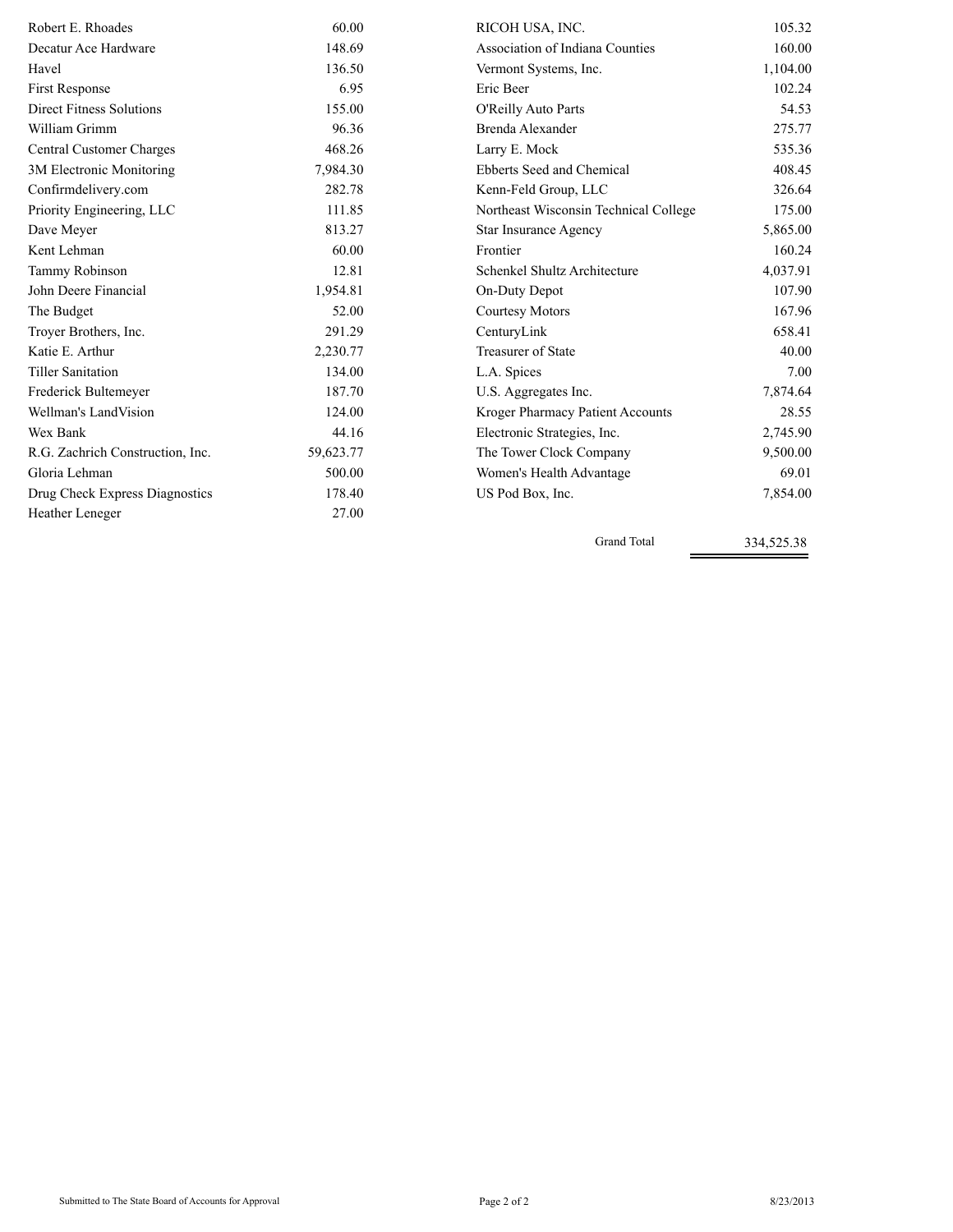| | |
|---|---|
| Robert E. Rhoades | 60.00 |
| Decatur Ace Hardware | 148.69 |
| Havel | 136.50 |
| First Response | 6.95 |
| Direct Fitness Solutions | 155.00 |
| William Grimm | 96.36 |
| Central Customer Charges | 468.26 |
| 3M Electronic Monitoring | 7,984.30 |
| Confirmdelivery.com | 282.78 |
| Priority Engineering, LLC | 111.85 |
| Dave Meyer | 813.27 |
| Kent Lehman | 60.00 |
| Tammy Robinson | 12.81 |
| John Deere Financial | 1,954.81 |
| The Budget | 52.00 |
| Troyer Brothers, Inc. | 291.29 |
| Katie E. Arthur | 2,230.77 |
| Tiller Sanitation | 134.00 |
| Frederick Bultemeyer | 187.70 |
| Wellman's LandVision | 124.00 |
| Wex Bank | 44.16 |
| R.G. Zachrich Construction, Inc. | 59,623.77 |
| Gloria Lehman | 500.00 |
| Drug Check Express Diagnostics | 178.40 |
| Heather Leneger | 27.00 |
| RICOH USA, INC. | 105.32 |
| Association of Indiana Counties | 160.00 |
| Vermont Systems, Inc. | 1,104.00 |
| Eric Beer | 102.24 |
| O'Reilly Auto Parts | 54.53 |
| Brenda Alexander | 275.77 |
| Larry E. Mock | 535.36 |
| Ebberts Seed and Chemical | 408.45 |
| Kenn-Feld Group, LLC | 326.64 |
| Northeast Wisconsin Technical College | 175.00 |
| Star Insurance Agency | 5,865.00 |
| Frontier | 160.24 |
| Schenkel Shultz Architecture | 4,037.91 |
| On-Duty Depot | 107.90 |
| Courtesy Motors | 167.96 |
| CenturyLink | 658.41 |
| Treasurer of State | 40.00 |
| L.A. Spices | 7.00 |
| U.S. Aggregates Inc. | 7,874.64 |
| Kroger Pharmacy Patient Accounts | 28.55 |
| Electronic Strategies, Inc. | 2,745.90 |
| The Tower Clock Company | 9,500.00 |
| Women's Health Advantage | 69.01 |
| US Pod Box, Inc. | 7,854.00 |
| Grand Total | 334,525.38 |

Submitted to The State Board of Accounts for Approval

8/23/2013